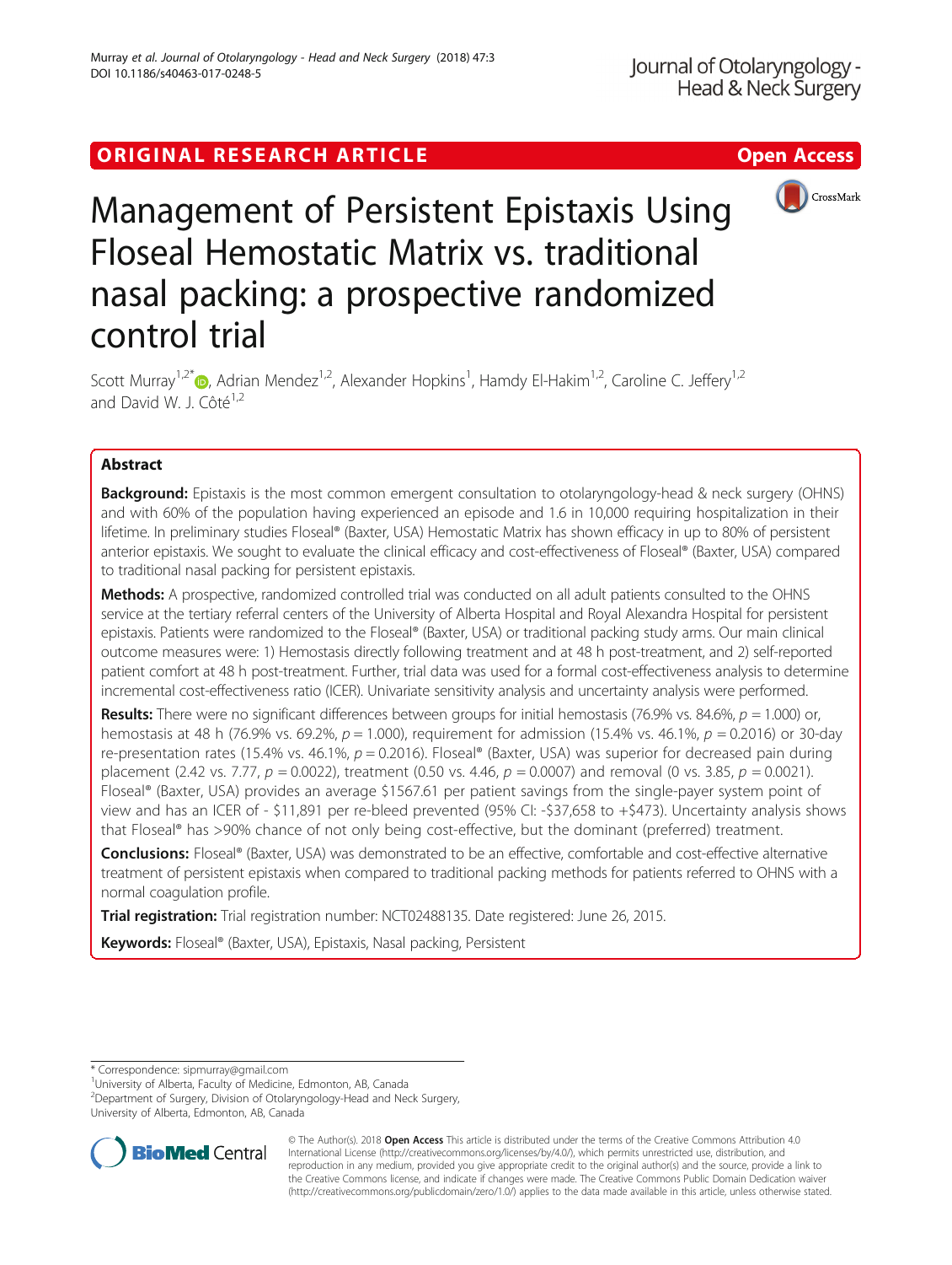ORIGINAL RESEARCH ARTICLE

Open Access

# Management of Persistent Epistaxis Using Floseal Hemostatic Matrix vs. traditional nasal packing: a prospective randomized control trial

Scott Murray[1,2*], Adrian Mendez[1,2], Alexander Hopkins[1], Hamdy El-Hakim[1,2], Caroline C. Jeffery[1,2] and David W. J. Côté[1,2]

## Abstract

**Background:** Epistaxis is the most common emergent consultation to otolaryngology-head & neck surgery (OHNS) and with 60% of the population having experienced an episode and 1.6 in 10,000 requiring hospitalization in their lifetime. In preliminary studies Floseal® (Baxter, USA) Hemostatic Matrix has shown efficacy in up to 80% of persistent anterior epistaxis. We sought to evaluate the clinical efficacy and cost-effectiveness of Floseal® (Baxter, USA) compared to traditional nasal packing for persistent epistaxis.

**Methods:** A prospective, randomized controlled trial was conducted on all adult patients consulted to the OHNS service at the tertiary referral centers of the University of Alberta Hospital and Royal Alexandra Hospital for persistent epistaxis. Patients were randomized to the Floseal® (Baxter, USA) or traditional packing study arms. Our main clinical outcome measures were: 1) Hemostasis directly following treatment and at 48 h post-treatment, and 2) self-reported patient comfort at 48 h post-treatment. Further, trial data was used for a formal cost-effectiveness analysis to determine incremental cost-effectiveness ratio (ICER). Univariate sensitivity analysis and uncertainty analysis were performed.

**Results:** There were no significant differences between groups for initial hemostasis (76.9% vs. 84.6%, $p = 1.000$) or, hemostasis at 48 h (76.9% vs. 69.2%, $p = 1.000$), requirement for admission (15.4% vs. 46.1%, $p = 0.2016$) or 30-day re-presentation rates (15.4% vs. 46.1%, $p = 0.2016$). Floseal® (Baxter, USA) was superior for decreased pain during placement (2.42 vs. 7.77, $p = 0.0022$), treatment (0.50 vs. 4.46, $p = 0.0007$) and removal (0 vs. 3.85, $p = 0.0021$). Floseal® (Baxter, USA) provides an average $1567.61 per patient savings from the single-payer system point of view and has an ICER of - $11,891 per re-bleed prevented (95% CI: -$37,658 to +$473). Uncertainty analysis shows that Floseal® has >90% chance of not only being cost-effective, but the dominant (preferred) treatment.

**Conclusions:** Floseal® (Baxter, USA) was demonstrated to be an effective, comfortable and cost-effective alternative treatment of persistent epistaxis when compared to traditional packing methods for patients referred to OHNS with a normal coagulation profile.

**Trial registration:** Trial registration number: NCT02488135. Date registered: June 26, 2015.

**Keywords:** Floseal® (Baxter, USA), Epistaxis, Nasal packing, Persistent

---

\* Correspondence: sipmurray@gmail.com

[1] University of Alberta, Faculty of Medicine, Edmonton, AB, Canada

[2] Department of Surgery, Division of Otolaryngology-Head and Neck Surgery, University of Alberta, Edmonton, AB, Canada

© The Author(s). 2018 **Open Access** This article is distributed under the terms of the Creative Commons Attribution 4.0 International License (http://creativecommons.org/licenses/by/4.0/), which permits unrestricted use, distribution, and reproduction in any medium, provided you give appropriate credit to the original author(s) and the source, provide a link to the Creative Commons license, and indicate if changes were made. The Creative Commons Public Domain Dedication waiver (http://creativecommons.org/publicdomain/zero/1.0/) applies to the data made available in this article, unless otherwise stated.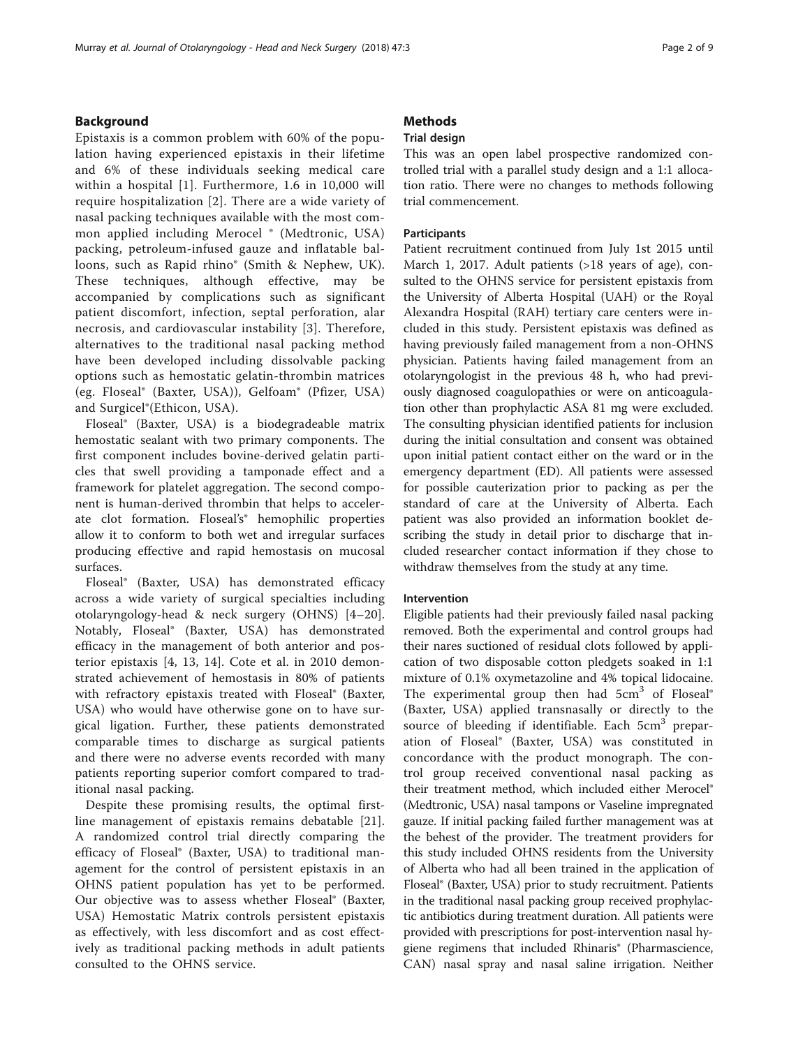## Background

Epistaxis is a common problem with 60% of the population having experienced epistaxis in their lifetime and 6% of these individuals seeking medical care within a hospital [1]. Furthermore, 1.6 in 10,000 will require hospitalization [2]. There are a wide variety of nasal packing techniques available with the most common applied including Merocel ® (Medtronic, USA) packing, petroleum-infused gauze and inflatable balloons, such as Rapid rhino® (Smith & Nephew, UK). These techniques, although effective, may be accompanied by complications such as significant patient discomfort, infection, septal perforation, alar necrosis, and cardiovascular instability [3]. Therefore, alternatives to the traditional nasal packing method have been developed including dissolvable packing options such as hemostatic gelatin-thrombin matrices (eg. Floseal® (Baxter, USA)), Gelfoam® (Pfizer, USA) and Surgicel®(Ethicon, USA).

Floseal® (Baxter, USA) is a biodegradeable matrix hemostatic sealant with two primary components. The first component includes bovine-derived gelatin particles that swell providing a tamponade effect and a framework for platelet aggregation. The second component is human-derived thrombin that helps to accelerate clot formation. Floseal's® hemophilic properties allow it to conform to both wet and irregular surfaces producing effective and rapid hemostasis on mucosal surfaces.

Floseal® (Baxter, USA) has demonstrated efficacy across a wide variety of surgical specialties including otolaryngology-head & neck surgery (OHNS) [4–20]. Notably, Floseal® (Baxter, USA) has demonstrated efficacy in the management of both anterior and posterior epistaxis [4, 13, 14]. Cote et al. in 2010 demonstrated achievement of hemostasis in 80% of patients with refractory epistaxis treated with Floseal® (Baxter, USA) who would have otherwise gone on to have surgical ligation. Further, these patients demonstrated comparable times to discharge as surgical patients and there were no adverse events recorded with many patients reporting superior comfort compared to traditional nasal packing.

Despite these promising results, the optimal first-line management of epistaxis remains debatable [21]. A randomized control trial directly comparing the efficacy of Floseal® (Baxter, USA) to traditional management for the control of persistent epistaxis in an OHNS patient population has yet to be performed. Our objective was to assess whether Floseal® (Baxter, USA) Hemostatic Matrix controls persistent epistaxis as effectively, with less discomfort and as cost effectively as traditional packing methods in adult patients consulted to the OHNS service.

## Methods

### Trial design

This was an open label prospective randomized controlled trial with a parallel study design and a 1:1 allocation ratio. There were no changes to methods following trial commencement.

### Participants

Patient recruitment continued from July 1st 2015 until March 1, 2017. Adult patients (>18 years of age), consulted to the OHNS service for persistent epistaxis from the University of Alberta Hospital (UAH) or the Royal Alexandra Hospital (RAH) tertiary care centers were included in this study. Persistent epistaxis was defined as having previously failed management from a non-OHNS physician. Patients having failed management from an otolaryngologist in the previous 48 h, who had previously diagnosed coagulopathies or were on anticoagulation other than prophylactic ASA 81 mg were excluded. The consulting physician identified patients for inclusion during the initial consultation and consent was obtained upon initial patient contact either on the ward or in the emergency department (ED). All patients were assessed for possible cauterization prior to packing as per the standard of care at the University of Alberta. Each patient was also provided an information booklet describing the study in detail prior to discharge that included researcher contact information if they chose to withdraw themselves from the study at any time.

### Intervention

Eligible patients had their previously failed nasal packing removed. Both the experimental and control groups had their nares suctioned of residual clots followed by application of two disposable cotton pledgets soaked in 1:1 mixture of 0.1% oxymetazoline and 4% topical lidocaine. The experimental group then had 5cm$^3$ of Floseal® (Baxter, USA) applied transnasally or directly to the source of bleeding if identifiable. Each 5cm$^3$ preparation of Floseal® (Baxter, USA) was constituted in concordance with the product monograph. The control group received conventional nasal packing as their treatment method, which included either Merocel® (Medtronic, USA) nasal tampons or Vaseline impregnated gauze. If initial packing failed further management was at the behest of the provider. The treatment providers for this study included OHNS residents from the University of Alberta who had all been trained in the application of Floseal® (Baxter, USA) prior to study recruitment. Patients in the traditional nasal packing group received prophylactic antibiotics during treatment duration. All patients were provided with prescriptions for post-intervention nasal hygiene regimens that included Rhinaris® (Pharmascience, CAN) nasal spray and nasal saline irrigation. Neither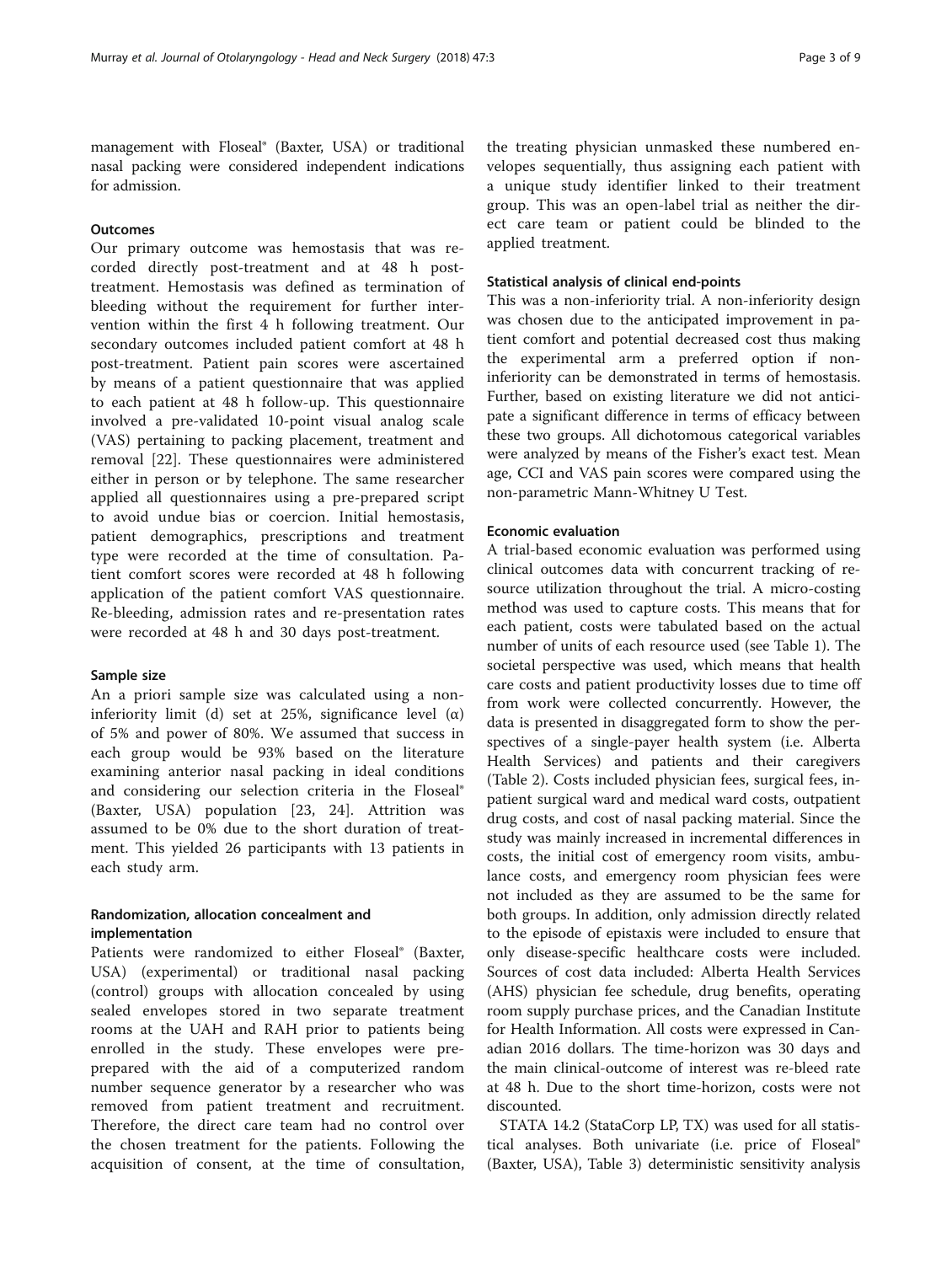management with Floseal® (Baxter, USA) or traditional nasal packing were considered independent indications for admission.

### Outcomes

Our primary outcome was hemostasis that was recorded directly post-treatment and at 48 h post-treatment. Hemostasis was defined as termination of bleeding without the requirement for further intervention within the first 4 h following treatment. Our secondary outcomes included patient comfort at 48 h post-treatment. Patient pain scores were ascertained by means of a patient questionnaire that was applied to each patient at 48 h follow-up. This questionnaire involved a pre-validated 10-point visual analog scale (VAS) pertaining to packing placement, treatment and removal [22]. These questionnaires were administered either in person or by telephone. The same researcher applied all questionnaires using a pre-prepared script to avoid undue bias or coercion. Initial hemostasis, patient demographics, prescriptions and treatment type were recorded at the time of consultation. Patient comfort scores were recorded at 48 h following application of the patient comfort VAS questionnaire. Re-bleeding, admission rates and re-presentation rates were recorded at 48 h and 30 days post-treatment.

### Sample size

An a priori sample size was calculated using a non-inferiority limit (d) set at 25%, significance level ($\alpha$) of 5% and power of 80%. We assumed that success in each group would be 93% based on the literature examining anterior nasal packing in ideal conditions and considering our selection criteria in the Floseal® (Baxter, USA) population [23, 24]. Attrition was assumed to be 0% due to the short duration of treatment. This yielded 26 participants with 13 patients in each study arm.

### Randomization, allocation concealment and implementation

Patients were randomized to either Floseal® (Baxter, USA) (experimental) or traditional nasal packing (control) groups with allocation concealed by using sealed envelopes stored in two separate treatment rooms at the UAH and RAH prior to patients being enrolled in the study. These envelopes were pre-prepared with the aid of a computerized random number sequence generator by a researcher who was removed from patient treatment and recruitment. Therefore, the direct care team had no control over the chosen treatment for the patients. Following the acquisition of consent, at the time of consultation, the treating physician unmasked these numbered envelopes sequentially, thus assigning each patient with a unique study identifier linked to their treatment group. This was an open-label trial as neither the direct care team or patient could be blinded to the applied treatment.

### Statistical analysis of clinical end-points

This was a non-inferiority trial. A non-inferiority design was chosen due to the anticipated improvement in patient comfort and potential decreased cost thus making the experimental arm a preferred option if non-inferiority can be demonstrated in terms of hemostasis. Further, based on existing literature we did not anticipate a significant difference in terms of efficacy between these two groups. All dichotomous categorical variables were analyzed by means of the Fisher's exact test. Mean age, CCI and VAS pain scores were compared using the non-parametric Mann-Whitney U Test.

### Economic evaluation

A trial-based economic evaluation was performed using clinical outcomes data with concurrent tracking of resource utilization throughout the trial. A micro-costing method was used to capture costs. This means that for each patient, costs were tabulated based on the actual number of units of each resource used (see Table 1). The societal perspective was used, which means that health care costs and patient productivity losses due to time off from work were collected concurrently. However, the data is presented in disaggregated form to show the perspectives of a single-payer health system (i.e. Alberta Health Services) and patients and their caregivers (Table 2). Costs included physician fees, surgical fees, in-patient surgical ward and medical ward costs, outpatient drug costs, and cost of nasal packing material. Since the study was mainly increased in incremental differences in costs, the initial cost of emergency room visits, ambulance costs, and emergency room physician fees were not included as they are assumed to be the same for both groups. In addition, only admission directly related to the episode of epistaxis were included to ensure that only disease-specific healthcare costs were included. Sources of cost data included: Alberta Health Services (AHS) physician fee schedule, drug benefits, operating room supply purchase prices, and the Canadian Institute for Health Information. All costs were expressed in Canadian 2016 dollars. The time-horizon was 30 days and the main clinical-outcome of interest was re-bleed rate at 48 h. Due to the short time-horizon, costs were not discounted.

STATA 14.2 (StataCorp LP, TX) was used for all statistical analyses. Both univariate (i.e. price of Floseal® (Baxter, USA), Table 3) deterministic sensitivity analysis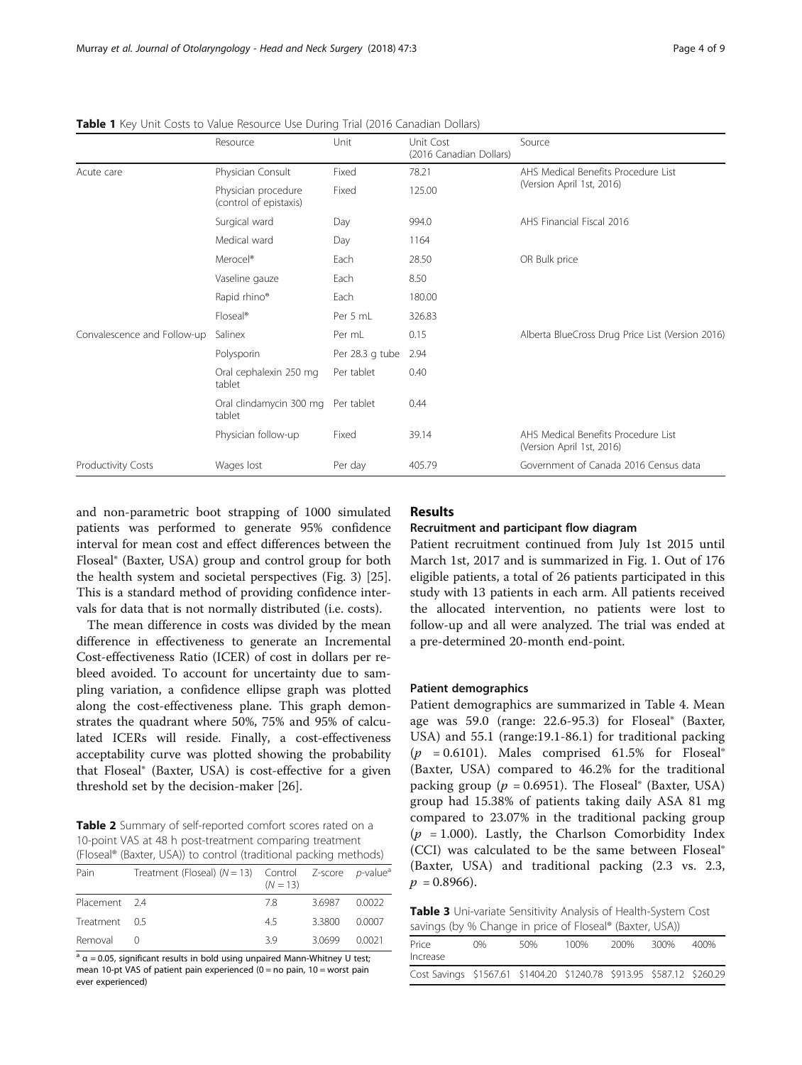**Table 1** Key Unit Costs to Value Resource Use During Trial (2016 Canadian Dollars)

| | Resource | Unit | Unit Cost (2016 Canadian Dollars) | Source |
|---|---|---|---|---|
| Acute care | Physician Consult | Fixed | 78.21 | AHS Medical Benefits Procedure List (Version April 1st, 2016) |
| | Physician procedure (control of epistaxis) | Fixed | 125.00 | |
| | Surgical ward | Day | 994.0 | AHS Financial Fiscal 2016 |
| | Medical ward | Day | 1164 | |
| | Merocel® | Each | 28.50 | OR Bulk price |
| | Vaseline gauze | Each | 8.50 | |
| | Rapid rhino® | Each | 180.00 | |
| | Floseal® | Per 5 mL | 326.83 | |
| Convalescence and Follow-up | Salinex | Per mL | 0.15 | Alberta BlueCross Drug Price List (Version 2016) |
| | Polysporin | Per 28.3 g tube | 2.94 | |
| | Oral cephalexin 250 mg tablet | Per tablet | 0.40 | |
| | Oral clindamycin 300 mg tablet | Per tablet | 0.44 | |
| | Physician follow-up | Fixed | 39.14 | AHS Medical Benefits Procedure List (Version April 1st, 2016) |
| Productivity Costs | Wages lost | Per day | 405.79 | Government of Canada 2016 Census data |

and non-parametric boot strapping of 1000 simulated patients was performed to generate 95% confidence interval for mean cost and effect differences between the Floseal® (Baxter, USA) group and control group for both the health system and societal perspectives (Fig. 3) [25]. This is a standard method of providing confidence intervals for data that is not normally distributed (i.e. costs).

The mean difference in costs was divided by the mean difference in effectiveness to generate an Incremental Cost-effectiveness Ratio (ICER) of cost in dollars per rebleed avoided. To account for uncertainty due to sampling variation, a confidence ellipse graph was plotted along the cost-effectiveness plane. This graph demonstrates the quadrant where 50%, 75% and 95% of calculated ICERs will reside. Finally, a cost-effectiveness acceptability curve was plotted showing the probability that Floseal® (Baxter, USA) is cost-effective for a given threshold set by the decision-maker [26].

**Table 2** Summary of self-reported comfort scores rated on a 10-point VAS at 48 h post-treatment comparing treatment (Floseal® (Baxter, USA)) to control (traditional packing methods)

| Pain | Treatment (Floseal) ($N = 13$) | Control ($N = 13$) | Z-score | $p$-value[a] |
|---|---|---|---|---|
| Placement | 2.4 | 7.8 | 3.6987 | 0.0022 |
| Treatment | 0.5 | 4.5 | 3.3800 | 0.0007 |
| Removal | 0 | 3.9 | 3.0699 | 0.0021 |

[a] α = 0.05, significant results in bold using unpaired Mann-Whitney U test; mean 10-pt VAS of patient pain experienced (0 = no pain, 10 = worst pain ever experienced)

## Results

### Recruitment and participant flow diagram

Patient recruitment continued from July 1st 2015 until March 1st, 2017 and is summarized in Fig. 1. Out of 176 eligible patients, a total of 26 patients participated in this study with 13 patients in each arm. All patients received the allocated intervention, no patients were lost to follow-up and all were analyzed. The trial was ended at a pre-determined 20-month end-point.

### Patient demographics

Patient demographics are summarized in Table 4. Mean age was 59.0 (range: 22.6-95.3) for Floseal® (Baxter, USA) and 55.1 (range:19.1-86.1) for traditional packing ($p = 0.6101$). Males comprised 61.5% for Floseal® (Baxter, USA) compared to 46.2% for the traditional packing group ($p = 0.6951$). The Floseal® (Baxter, USA) group had 15.38% of patients taking daily ASA 81 mg compared to 23.07% in the traditional packing group ($p = 1.000$). Lastly, the Charlson Comorbidity Index (CCI) was calculated to be the same between Floseal® (Baxter, USA) and traditional packing (2.3 vs. 2.3, $p = 0.8966$).

**Table 3** Uni-variate Sensitivity Analysis of Health-System Cost savings (by % Change in price of Floseal® (Baxter, USA))

| Price Increase | 0% | 50% | 100% | 200% | 300% | 400% |
|---|---|---|---|---|---|---|
| Cost Savings | $1567.61 | $1404.20 | $1240.78 | $913.95 | $587.12 | $260.29 |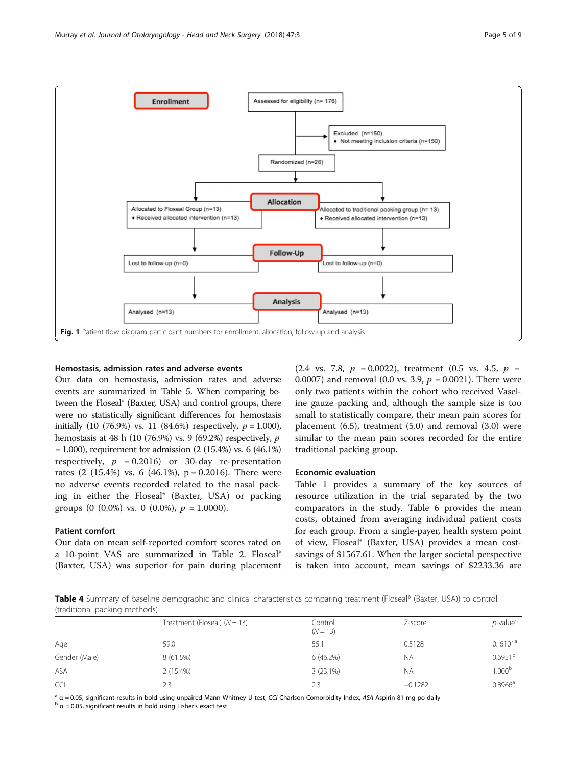Enrollment

Assessed for eligibility (n= 176)

Excluded (n=150)
- Not meeting inclusion criteria (n=150)

Randomized (n=26)

Allocation

Allocated to Floseal Group (n=13)
- Received allocated intervention (n=13)

Allocated to traditional packing group (n= 13)
- Received allocated intervention (n=13)

Follow-Up

Lost to follow-up (n=0)

Lost to follow-up (n=0)

Analysis

Analysed (n=13)

Analysed (n=13)

**Fig. 1** Patient flow diagram participant numbers for enrollment, allocation, follow-up and analysis

### Hemostasis, admission rates and adverse events

Our data on hemostasis, admission rates and adverse events are summarized in Table 5. When comparing between the Floseal® (Baxter, USA) and control groups, there were no statistically significant differences for hemostasis initially (10 (76.9%) vs. 11 (84.6%) respectively, $p = 1.000$), hemostasis at 48 h (10 (76.9%) vs. 9 (69.2%) respectively, $p = 1.000$), requirement for admission (2 (15.4%) vs. 6 (46.1%) respectively, $p = 0.2016$) or 30-day re-presentation rates (2 (15.4%) vs. 6 (46.1%), $p = 0.2016$). There were no adverse events recorded related to the nasal packing in either the Floseal® (Baxter, USA) or packing groups (0 (0.0%) vs. 0 (0.0%), $p = 1.0000$).

### Patient comfort

Our data on mean self-reported comfort scores rated on a 10-point VAS are summarized in Table 2. Floseal® (Baxter, USA) was superior for pain during placement (2.4 vs. 7.8, $p = 0.0022$), treatment (0.5 vs. 4.5, $p = 0.0007$) and removal (0.0 vs. 3.9, $p = 0.0021$). There were only two patients within the cohort who received Vaseline gauze packing and, although the sample size is too small to statistically compare, their mean pain scores for placement (6.5), treatment (5.0) and removal (3.0) were similar to the mean pain scores recorded for the entire traditional packing group.

### Economic evaluation

Table 1 provides a summary of the key sources of resource utilization in the trial separated by the two comparators in the study. Table 6 provides the mean costs, obtained from averaging individual patient costs for each group. From a single-payer, health system point of view, Floseal® (Baxter, USA) provides a mean cost-savings of $1567.61. When the larger societal perspective is taken into account, mean savings of $2233.36 are

**Table 4** Summary of baseline demographic and clinical characteristics comparing treatment (Floseal® (Baxter, USA)) to control (traditional packing methods)

| | Treatment (Floseal) ($N = 13$) | Control ($N = 13$) | Z-score | $p$-value[a,b] |
|---|---|---|---|---|
| Age | 59.0 | 55.1 | 0.5128 | 0. 6101[a] |
| Gender (Male) | 8 (61.5%) | 6 (46.2%) | NA | 0.6951[b] |
| ASA | 2 (15.4%) | 3 (23.1%) | NA | 1.000[b] |
| CCI | 2.3 | 2.3 | −0.1282 | 0.8966[a] |

[a] α = 0.05, significant results in bold using unpaired Mann-Whitney U test, *CCI* Charlson Comorbidity Index, *ASA* Aspirin 81 mg po daily
[b] α = 0.05, significant results in bold using Fisher's exact test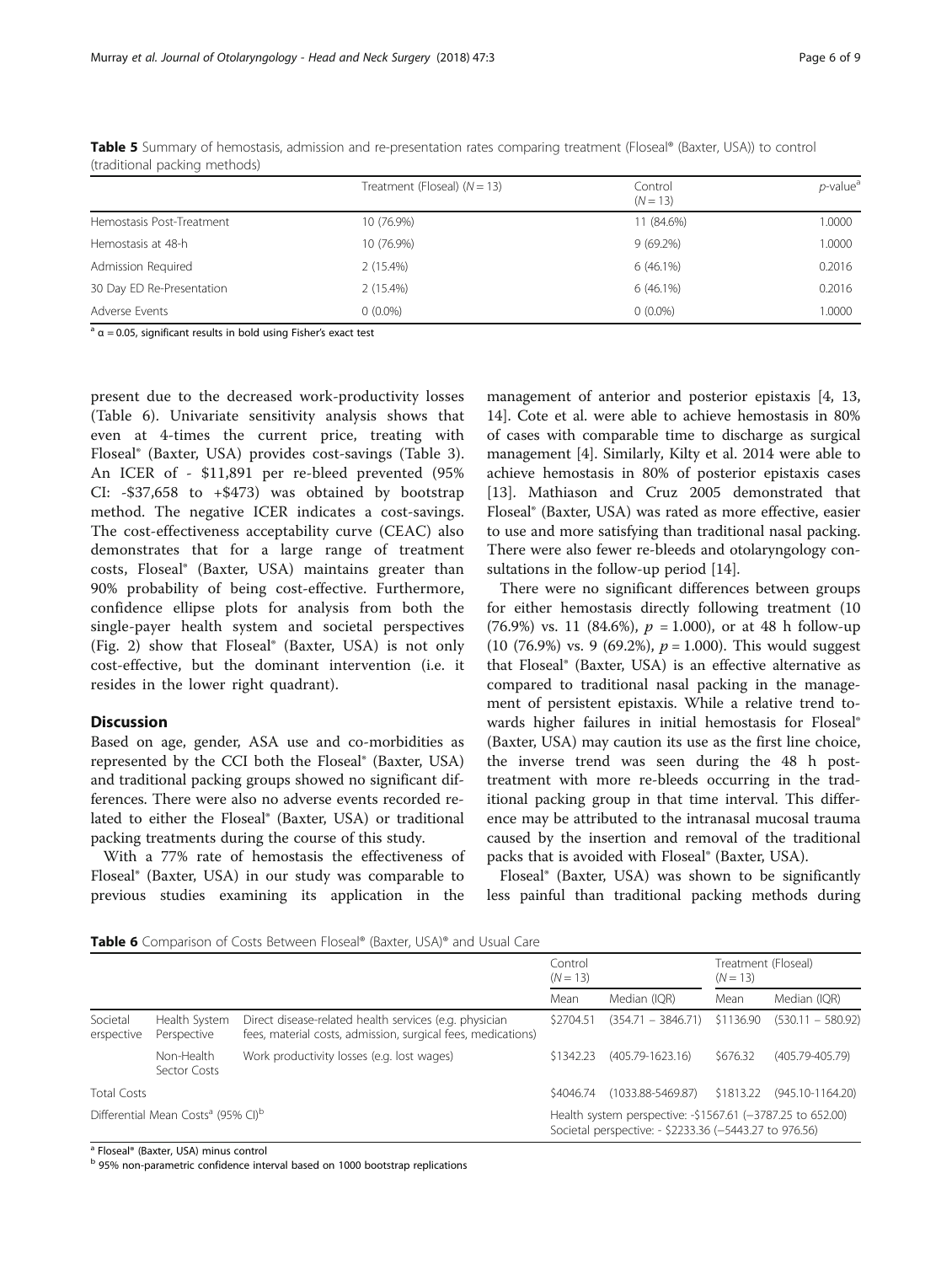**Table 5** Summary of hemostasis, admission and re-presentation rates comparing treatment (Floseal® (Baxter, USA)) to control (traditional packing methods)

| | Treatment (Floseal) (*N* = 13) | Control (*N* = 13) | *p*-value[a] |
|---|---|---|---|
| Hemostasis Post-Treatment | 10 (76.9%) | 11 (84.6%) | 1.0000 |
| Hemostasis at 48-h | 10 (76.9%) | 9 (69.2%) | 1.0000 |
| Admission Required | 2 (15.4%) | 6 (46.1%) | 0.2016 |
| 30 Day ED Re-Presentation | 2 (15.4%) | 6 (46.1%) | 0.2016 |
| Adverse Events | 0 (0.0%) | 0 (0.0%) | 1.0000 |

[a] $\alpha = 0.05$, significant results in bold using Fisher's exact test

present due to the decreased work-productivity losses (Table 6). Univariate sensitivity analysis shows that even at 4-times the current price, treating with Floseal® (Baxter, USA) provides cost-savings (Table 3). An ICER of - \$11,891 per re-bleed prevented (95% CI: -\$37,658 to +\$473) was obtained by bootstrap method. The negative ICER indicates a cost-savings. The cost-effectiveness acceptability curve (CEAC) also demonstrates that for a large range of treatment costs, Floseal® (Baxter, USA) maintains greater than 90% probability of being cost-effective. Furthermore, confidence ellipse plots for analysis from both the single-payer health system and societal perspectives (Fig. 2) show that Floseal® (Baxter, USA) is not only cost-effective, but the dominant intervention (i.e. it resides in the lower right quadrant).

## Discussion

Based on age, gender, ASA use and co-morbidities as represented by the CCI both the Floseal® (Baxter, USA) and traditional packing groups showed no significant differences. There were also no adverse events recorded related to either the Floseal® (Baxter, USA) or traditional packing treatments during the course of this study.

With a 77% rate of hemostasis the effectiveness of Floseal® (Baxter, USA) in our study was comparable to previous studies examining its application in the management of anterior and posterior epistaxis [4, 13, 14]. Cote et al. were able to achieve hemostasis in 80% of cases with comparable time to discharge as surgical management [4]. Similarly, Kilty et al. 2014 were able to achieve hemostasis in 80% of posterior epistaxis cases [13]. Mathiason and Cruz 2005 demonstrated that Floseal® (Baxter, USA) was rated as more effective, easier to use and more satisfying than traditional nasal packing. There were also fewer re-bleeds and otolaryngology consultations in the follow-up period [14].

There were no significant differences between groups for either hemostasis directly following treatment (10 (76.9%) vs. 11 (84.6%), $p = 1.000$), or at 48 h follow-up (10 (76.9%) vs. 9 (69.2%), $p = 1.000$). This would suggest that Floseal® (Baxter, USA) is an effective alternative as compared to traditional nasal packing in the management of persistent epistaxis. While a relative trend towards higher failures in initial hemostasis for Floseal® (Baxter, USA) may caution its use as the first line choice, the inverse trend was seen during the 48 h post-treatment with more re-bleeds occurring in the traditional packing group in that time interval. This difference may be attributed to the intranasal mucosal trauma caused by the insertion and removal of the traditional packs that is avoided with Floseal® (Baxter, USA).

Floseal® (Baxter, USA) was shown to be significantly less painful than traditional packing methods during

**Table 6** Comparison of Costs Between Floseal® (Baxter, USA)® and Usual Care

| | | | Control (*N* = 13) | | Treatment (Floseal) (*N* = 13) | |
|---|---|---|---|---|---|---|
| | | | Mean | Median (IQR) | Mean | Median (IQR) |
| Societal erspective | Health System Perspective | Direct disease-related health services (e.g. physician fees, material costs, admission, surgical fees, medications) | \$2704.51 | (354.71 – 3846.71) | \$1136.90 | (530.11 – 580.92) |
| | Non-Health Sector Costs | Work productivity losses (e.g. lost wages) | \$1342.23 | (405.79-1623.16) | \$676.32 | (405.79-405.79) |
| Total Costs | | | \$4046.74 | (1033.88-5469.87) | \$1813.22 | (945.10-1164.20) |
| Differential Mean Costs[a] (95% CI)[b] | | | Health system perspective: -\$1567.61 (−3787.25 to 652.00) Societal perspective: - \$2233.36 (−5443.27 to 976.56) | | | |

[a] Floseal® (Baxter, USA) minus control

[b] 95% non-parametric confidence interval based on 1000 bootstrap replications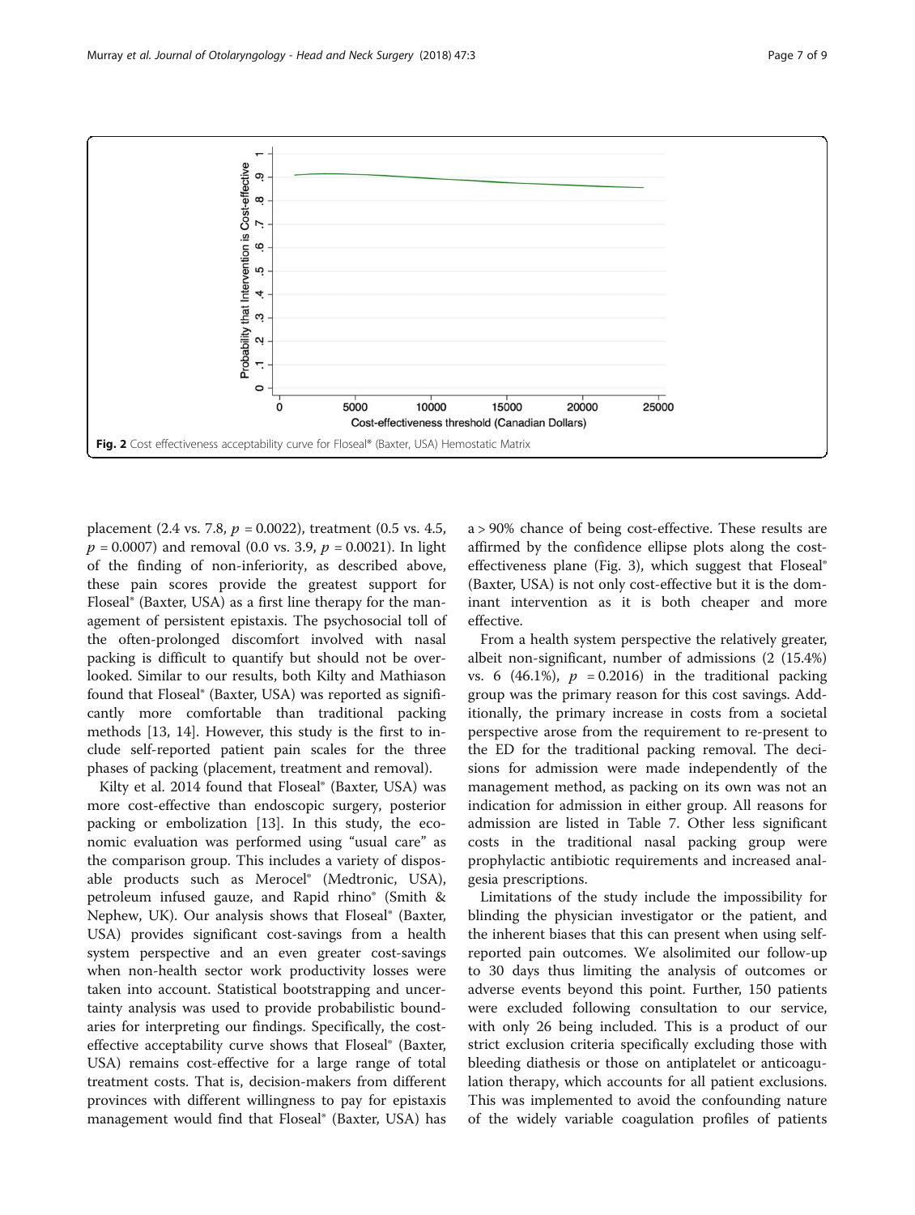Fig. 2 Cost effectiveness acceptability curve for Floseal® (Baxter, USA) Hemostatic Matrix

placement (2.4 vs. 7.8, $p = 0.0022$), treatment (0.5 vs. 4.5, $p = 0.0007$) and removal (0.0 vs. 3.9, $p = 0.0021$). In light of the finding of non-inferiority, as described above, these pain scores provide the greatest support for Floseal® (Baxter, USA) as a first line therapy for the management of persistent epistaxis. The psychosocial toll of the often-prolonged discomfort involved with nasal packing is difficult to quantify but should not be overlooked. Similar to our results, both Kilty and Mathiason found that Floseal® (Baxter, USA) was reported as significantly more comfortable than traditional packing methods [13, 14]. However, this study is the first to include self-reported patient pain scales for the three phases of packing (placement, treatment and removal).

Kilty et al. 2014 found that Floseal® (Baxter, USA) was more cost-effective than endoscopic surgery, posterior packing or embolization [13]. In this study, the economic evaluation was performed using "usual care" as the comparison group. This includes a variety of disposable products such as Merocel® (Medtronic, USA), petroleum infused gauze, and Rapid rhino® (Smith & Nephew, UK). Our analysis shows that Floseal® (Baxter, USA) provides significant cost-savings from a health system perspective and an even greater cost-savings when non-health sector work productivity losses were taken into account. Statistical bootstrapping and uncertainty analysis was used to provide probabilistic boundaries for interpreting our findings. Specifically, the cost-effective acceptability curve shows that Floseal® (Baxter, USA) remains cost-effective for a large range of total treatment costs. That is, decision-makers from different provinces with different willingness to pay for epistaxis management would find that Floseal® (Baxter, USA) has a > 90% chance of being cost-effective. These results are affirmed by the confidence ellipse plots along the cost-effectiveness plane (Fig. 3), which suggest that Floseal® (Baxter, USA) is not only cost-effective but it is the dominant intervention as it is both cheaper and more effective.

From a health system perspective the relatively greater, albeit non-significant, number of admissions (2 (15.4%) vs. 6 (46.1%), $p = 0.2016$) in the traditional packing group was the primary reason for this cost savings. Additionally, the primary increase in costs from a societal perspective arose from the requirement to re-present to the ED for the traditional packing removal. The decisions for admission were made independently of the management method, as packing on its own was not an indication for admission in either group. All reasons for admission are listed in Table 7. Other less significant costs in the traditional nasal packing group were prophylactic antibiotic requirements and increased analgesia prescriptions.

Limitations of the study include the impossibility for blinding the physician investigator or the patient, and the inherent biases that this can present when using self-reported pain outcomes. We alsolimited our follow-up to 30 days thus limiting the analysis of outcomes or adverse events beyond this point. Further, 150 patients were excluded following consultation to our service, with only 26 being included. This is a product of our strict exclusion criteria specifically excluding those with bleeding diathesis or those on antiplatelet or anticoagulation therapy, which accounts for all patient exclusions. This was implemented to avoid the confounding nature of the widely variable coagulation profiles of patients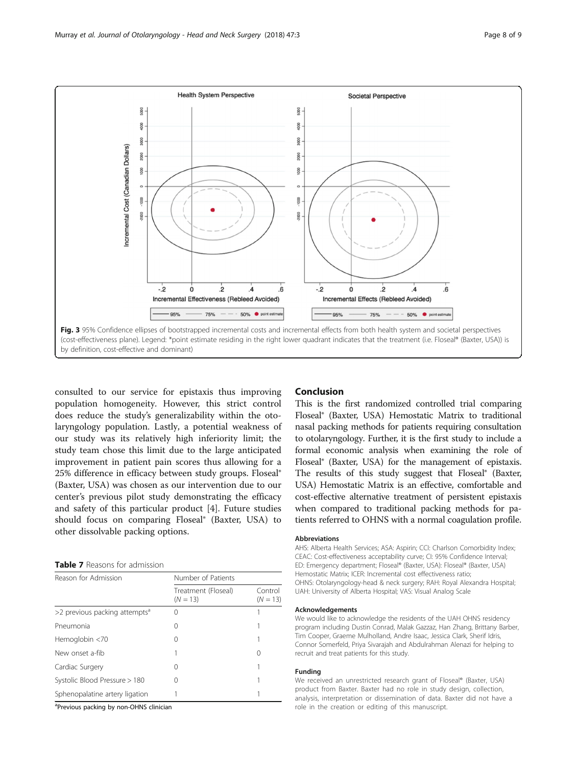Fig. 3 95% Confidence ellipses of bootstrapped incremental costs and incremental effects from both health system and societal perspectives (cost-effectiveness plane). Legend: *point estimate residing in the right lower quadrant indicates that the treatment (i.e. Floseal® (Baxter, USA)) is by definition, cost-effective and dominant)

consulted to our service for epistaxis thus improving population homogeneity. However, this strict control does reduce the study's generalizability within the otolaryngology population. Lastly, a potential weakness of our study was its relatively high inferiority limit; the study team chose this limit due to the large anticipated improvement in patient pain scores thus allowing for a 25% difference in efficacy between study groups. Floseal® (Baxter, USA) was chosen as our intervention due to our center's previous pilot study demonstrating the efficacy and safety of this particular product [4]. Future studies should focus on comparing Floseal® (Baxter, USA) to other dissolvable packing options.

**Table 7** Reasons for admission

| Reason for Admission | Number of Patients | |
|---|---|---|
| | Treatment (Floseal) ($N$ = 13) | Control ($N$ = 13) |
| >2 previous packing attempts[a] | 0 | 1 |
| Pneumonia | 0 | 1 |
| Hemoglobin <70 | 0 | 1 |
| New onset a-fib | 1 | 0 |
| Cardiac Surgery | 0 | 1 |
| Systolic Blood Pressure > 180 | 0 | 1 |
| Sphenopalatine artery ligation | 1 | 1 |

[a]Previous packing by non-OHNS clinician

## Conclusion

This is the first randomized controlled trial comparing Floseal® (Baxter, USA) Hemostatic Matrix to traditional nasal packing methods for patients requiring consultation to otolaryngology. Further, it is the first study to include a formal economic analysis when examining the role of Floseal® (Baxter, USA) for the management of epistaxis. The results of this study suggest that Floseal® (Baxter, USA) Hemostatic Matrix is an effective, comfortable and cost-effective alternative treatment of persistent epistaxis when compared to traditional packing methods for patients referred to OHNS with a normal coagulation profile.

### Abbreviations

AHS: Alberta Health Services; ASA: Aspirin; CCI: Charlson Comorbidity Index; CEAC: Cost-effectiveness acceptability curve; CI: 95% Confidence Interval; ED: Emergency department; Floseal® (Baxter, USA): Floseal® (Baxter, USA) Hemostatic Matrix; ICER: Incremental cost effectiveness ratio; OHNS: Otolaryngology-head & neck surgery; RAH: Royal Alexandra Hospital; UAH: University of Alberta Hospital; VAS: Visual Analog Scale

### Acknowledgements

We would like to acknowledge the residents of the UAH OHNS residency program including Dustin Conrad, Malak Gazzaz, Han Zhang, Brittany Barber, Tim Cooper, Graeme Mulholland, Andre Isaac, Jessica Clark, Sherif Idris, Connor Somerfeld, Priya Sivarajah and Abdulrahman Alenazi for helping to recruit and treat patients for this study.

### Funding

We received an unrestricted research grant of Floseal® (Baxter, USA) product from Baxter. Baxter had no role in study design, collection, analysis, interpretation or dissemination of data. Baxter did not have a role in the creation or editing of this manuscript.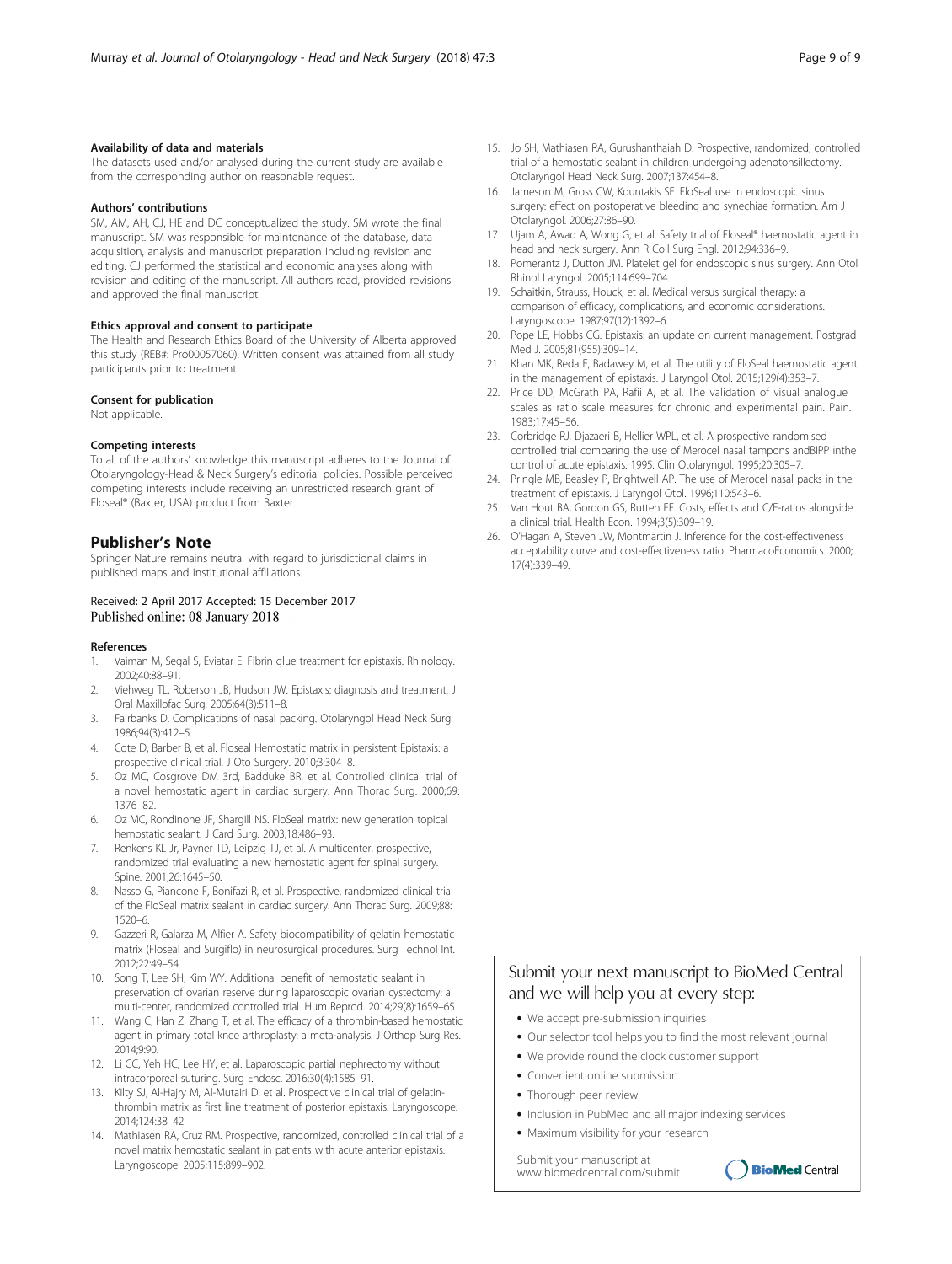#### Availability of data and materials

The datasets used and/or analysed during the current study are available from the corresponding author on reasonable request.

#### Authors' contributions

SM, AM, AH, CJ, HE and DC conceptualized the study. SM wrote the final manuscript. SM was responsible for maintenance of the database, data acquisition, analysis and manuscript preparation including revision and editing. CJ performed the statistical and economic analyses along with revision and editing of the manuscript. All authors read, provided revisions and approved the final manuscript.

#### Ethics approval and consent to participate

The Health and Research Ethics Board of the University of Alberta approved this study (REB#: Pro00057060). Written consent was attained from all study participants prior to treatment.

#### Consent for publication

Not applicable.

#### Competing interests

To all of the authors' knowledge this manuscript adheres to the Journal of Otolaryngology-Head & Neck Surgery's editorial policies. Possible perceived competing interests include receiving an unrestricted research grant of Floseal® (Baxter, USA) product from Baxter.

## Publisher's Note

Springer Nature remains neutral with regard to jurisdictional claims in published maps and institutional affiliations.

Received: 2 April 2017 Accepted: 15 December 2017
Published online: 08 January 2018

#### References

1. Vaiman M, Segal S, Eviatar E. Fibrin glue treatment for epistaxis. Rhinology. 2002;40:88–91.
2. Viehweg TL, Roberson JB, Hudson JW. Epistaxis: diagnosis and treatment. J Oral Maxillofac Surg. 2005;64(3):511–8.
3. Fairbanks D. Complications of nasal packing. Otolaryngol Head Neck Surg. 1986;94(3):412–5.
4. Cote D, Barber B, et al. Floseal Hemostatic matrix in persistent Epistaxis: a prospective clinical trial. J Oto Surgery. 2010;3:304–8.
5. Oz MC, Cosgrove DM 3rd, Badduke BR, et al. Controlled clinical trial of a novel hemostatic agent in cardiac surgery. Ann Thorac Surg. 2000;69: 1376–82.
6. Oz MC, Rondinone JF, Shargill NS. FloSeal matrix: new generation topical hemostatic sealant. J Card Surg. 2003;18:486–93.
7. Renkens KL Jr, Payner TD, Leipzig TJ, et al. A multicenter, prospective, randomized trial evaluating a new hemostatic agent for spinal surgery. Spine. 2001;26:1645–50.
8. Nasso G, Piancone F, Bonifazi R, et al. Prospective, randomized clinical trial of the FloSeal matrix sealant in cardiac surgery. Ann Thorac Surg. 2009;88: 1520–6.
9. Gazzeri R, Galarza M, Alfier A. Safety biocompatibility of gelatin hemostatic matrix (Floseal and Surgiflo) in neurosurgical procedures. Surg Technol Int. 2012;22:49–54.
10. Song T, Lee SH, Kim WY. Additional benefit of hemostatic sealant in preservation of ovarian reserve during laparoscopic ovarian cystectomy: a multi-center, randomized controlled trial. Hum Reprod. 2014;29(8):1659–65.
11. Wang C, Han Z, Zhang T, et al. The efficacy of a thrombin-based hemostatic agent in primary total knee arthroplasty: a meta-analysis. J Orthop Surg Res. 2014;9:90.
12. Li CC, Yeh HC, Lee HY, et al. Laparoscopic partial nephrectomy without intracorporeal suturing. Surg Endosc. 2016;30(4):1585–91.
13. Kilty SJ, Al-Hajry M, Al-Mutairi D, et al. Prospective clinical trial of gelatin-thrombin matrix as first line treatment of posterior epistaxis. Laryngoscope. 2014;124:38–42.
14. Mathiasen RA, Cruz RM. Prospective, randomized, controlled clinical trial of a novel matrix hemostatic sealant in patients with acute anterior epistaxis. Laryngoscope. 2005;115:899–902.
15. Jo SH, Mathiasen RA, Gurushanthaiah D. Prospective, randomized, controlled trial of a hemostatic sealant in children undergoing adenotonsillectomy. Otolaryngol Head Neck Surg. 2007;137:454–8.
16. Jameson M, Gross CW, Kountakis SE. FloSeal use in endoscopic sinus surgery: effect on postoperative bleeding and synechiae formation. Am J Otolaryngol. 2006;27:86–90.
17. Ujam A, Awad A, Wong G, et al. Safety trial of Floseal® haemostatic agent in head and neck surgery. Ann R Coll Surg Engl. 2012;94:336–9.
18. Pomerantz J, Dutton JM. Platelet gel for endoscopic sinus surgery. Ann Otol Rhinol Laryngol. 2005;114:699–704.
19. Schaitkin, Strauss, Houck, et al. Medical versus surgical therapy: a comparison of efficacy, complications, and economic considerations. Laryngoscope. 1987;97(12):1392–6.
20. Pope LE, Hobbs CG. Epistaxis: an update on current management. Postgrad Med J. 2005;81(955):309–14.
21. Khan MK, Reda E, Badawey M, et al. The utility of FloSeal haemostatic agent in the management of epistaxis. J Laryngol Otol. 2015;129(4):353–7.
22. Price DD, McGrath PA, Rafii A, et al. The validation of visual analogue scales as ratio scale measures for chronic and experimental pain. Pain. 1983;17:45–56.
23. Corbridge RJ, Djazaeri B, Hellier WPL, et al. A prospective randomised controlled trial comparing the use of Merocel nasal tampons andBIPP inthe control of acute epistaxis. 1995. Clin Otolaryngol. 1995;20:305–7.
24. Pringle MB, Beasley P, Brightwell AP. The use of Merocel nasal packs in the treatment of epistaxis. J Laryngol Otol. 1996;110:543–6.
25. Van Hout BA, Gordon GS, Rutten FF. Costs, effects and C/E-ratios alongside a clinical trial. Health Econ. 1994;3(5):309–19.
26. O'Hagan A, Steven JW, Montmartin J. Inference for the cost-effectiveness acceptability curve and cost-effectiveness ratio. PharmacoEconomics. 2000; 17(4):339–49.

Submit your next manuscript to BioMed Central and we will help you at every step:

- We accept pre-submission inquiries
- Our selector tool helps you to find the most relevant journal
- We provide round the clock customer support
- Convenient online submission
- Thorough peer review
- Inclusion in PubMed and all major indexing services
- Maximum visibility for your research

Submit your manuscript at
www.biomedcentral.com/submit

BioMed Central